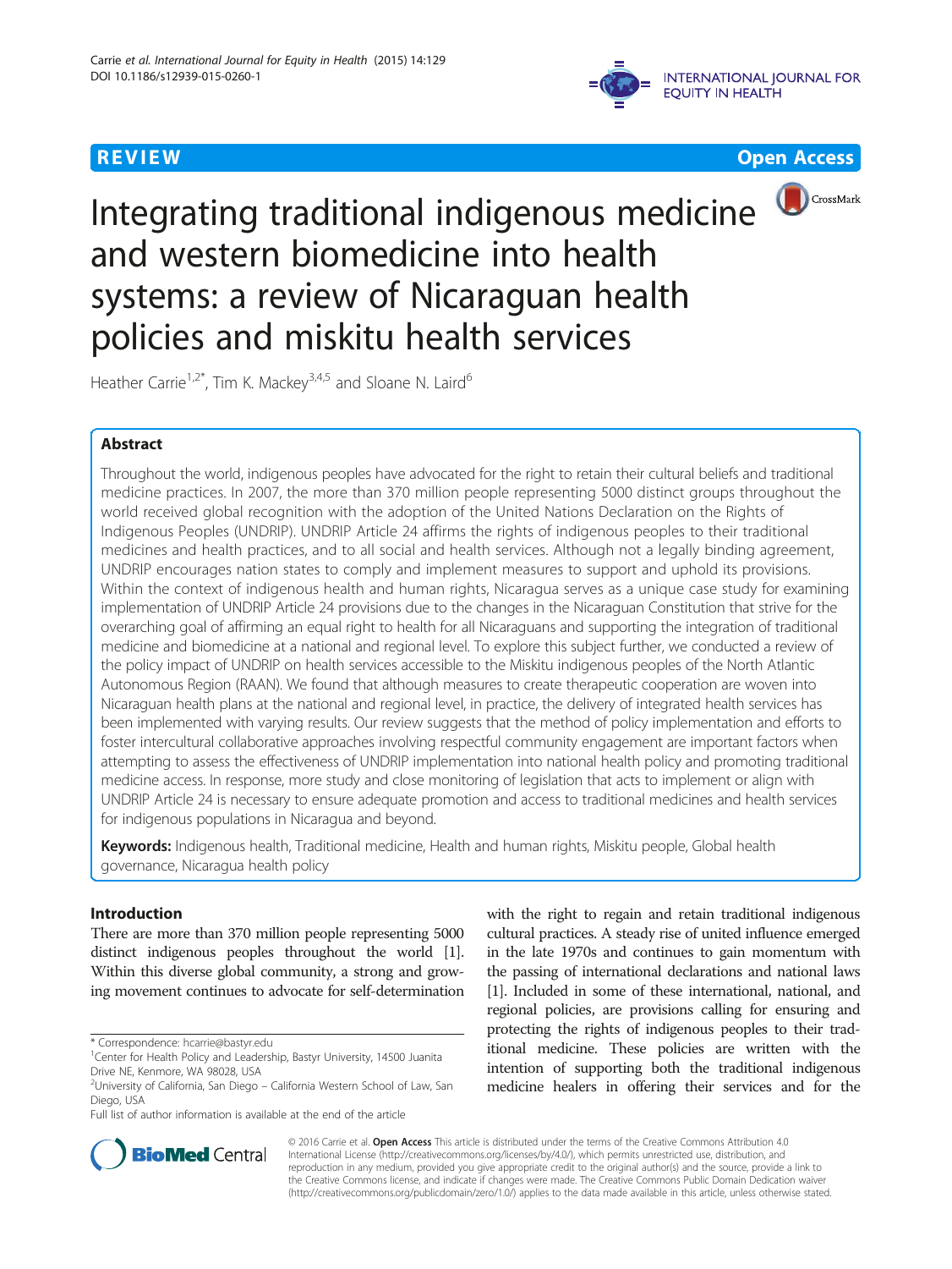REVIEW Open Access

# Integrating traditional indigenous medicine and western biomedicine into health systems: a review of Nicaraguan health policies and miskitu health services

Heather Carrie[1,2*], Tim K. Mackey[3,4,5] and Sloane N. Laird[6]

## Abstract

Throughout the world, indigenous peoples have advocated for the right to retain their cultural beliefs and traditional medicine practices. In 2007, the more than 370 million people representing 5000 distinct groups throughout the world received global recognition with the adoption of the United Nations Declaration on the Rights of Indigenous Peoples (UNDRIP). UNDRIP Article 24 affirms the rights of indigenous peoples to their traditional medicines and health practices, and to all social and health services. Although not a legally binding agreement, UNDRIP encourages nation states to comply and implement measures to support and uphold its provisions. Within the context of indigenous health and human rights, Nicaragua serves as a unique case study for examining implementation of UNDRIP Article 24 provisions due to the changes in the Nicaraguan Constitution that strive for the overarching goal of affirming an equal right to health for all Nicaraguans and supporting the integration of traditional medicine and biomedicine at a national and regional level. To explore this subject further, we conducted a review of the policy impact of UNDRIP on health services accessible to the Miskitu indigenous peoples of the North Atlantic Autonomous Region (RAAN). We found that although measures to create therapeutic cooperation are woven into Nicaraguan health plans at the national and regional level, in practice, the delivery of integrated health services has been implemented with varying results. Our review suggests that the method of policy implementation and efforts to foster intercultural collaborative approaches involving respectful community engagement are important factors when attempting to assess the effectiveness of UNDRIP implementation into national health policy and promoting traditional medicine access. In response, more study and close monitoring of legislation that acts to implement or align with UNDRIP Article 24 is necessary to ensure adequate promotion and access to traditional medicines and health services for indigenous populations in Nicaragua and beyond.

**Keywords:** Indigenous health, Traditional medicine, Health and human rights, Miskitu people, Global health governance, Nicaragua health policy

## Introduction

There are more than 370 million people representing 5000 distinct indigenous peoples throughout the world [1]. Within this diverse global community, a strong and growing movement continues to advocate for self-determination with the right to regain and retain traditional indigenous cultural practices. A steady rise of united influence emerged in the late 1970s and continues to gain momentum with the passing of international declarations and national laws [1]. Included in some of these international, national, and regional policies, are provisions calling for ensuring and protecting the rights of indigenous peoples to their traditional medicine. These policies are written with the intention of supporting both the traditional indigenous medicine healers in offering their services and for the

\* Correspondence: hcarrie@bastyr.edu
[1]Center for Health Policy and Leadership, Bastyr University, 14500 Juanita Drive NE, Kenmore, WA 98028, USA
[2]University of California, San Diego – California Western School of Law, San Diego, USA
Full list of author information is available at the end of the article

© 2016 Carrie et al. **Open Access** This article is distributed under the terms of the Creative Commons Attribution 4.0 International License (http://creativecommons.org/licenses/by/4.0/), which permits unrestricted use, distribution, and reproduction in any medium, provided you give appropriate credit to the original author(s) and the source, provide a link to the Creative Commons license, and indicate if changes were made. The Creative Commons Public Domain Dedication waiver (http://creativecommons.org/publicdomain/zero/1.0/) applies to the data made available in this article, unless otherwise stated.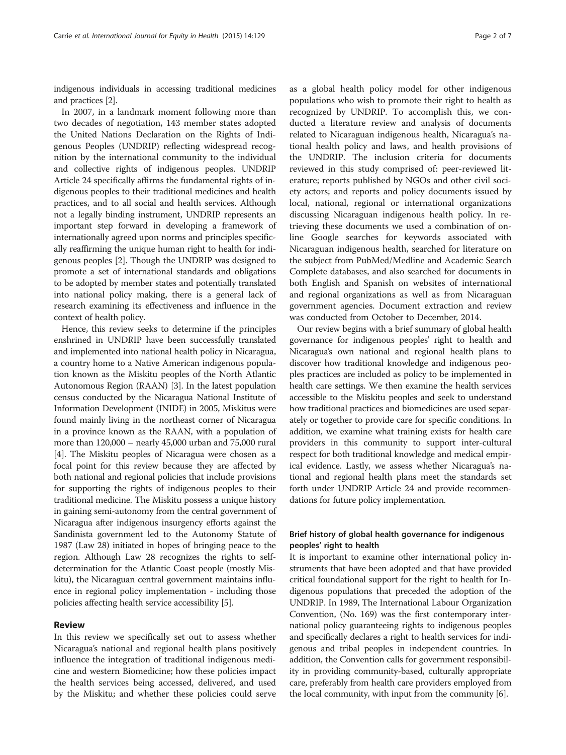indigenous individuals in accessing traditional medicines and practices [2].

In 2007, in a landmark moment following more than two decades of negotiation, 143 member states adopted the United Nations Declaration on the Rights of Indigenous Peoples (UNDRIP) reflecting widespread recognition by the international community to the individual and collective rights of indigenous peoples. UNDRIP Article 24 specifically affirms the fundamental rights of indigenous peoples to their traditional medicines and health practices, and to all social and health services. Although not a legally binding instrument, UNDRIP represents an important step forward in developing a framework of internationally agreed upon norms and principles specifically reaffirming the unique human right to health for indigenous peoples [2]. Though the UNDRIP was designed to promote a set of international standards and obligations to be adopted by member states and potentially translated into national policy making, there is a general lack of research examining its effectiveness and influence in the context of health policy.

Hence, this review seeks to determine if the principles enshrined in UNDRIP have been successfully translated and implemented into national health policy in Nicaragua, a country home to a Native American indigenous population known as the Miskitu peoples of the North Atlantic Autonomous Region (RAAN) [3]. In the latest population census conducted by the Nicaragua National Institute of Information Development (INIDE) in 2005, Miskitus were found mainly living in the northeast corner of Nicaragua in a province known as the RAAN, with a population of more than 120,000 – nearly 45,000 urban and 75,000 rural [4]. The Miskitu peoples of Nicaragua were chosen as a focal point for this review because they are affected by both national and regional policies that include provisions for supporting the rights of indigenous peoples to their traditional medicine. The Miskitu possess a unique history in gaining semi-autonomy from the central government of Nicaragua after indigenous insurgency efforts against the Sandinista government led to the Autonomy Statute of 1987 (Law 28) initiated in hopes of bringing peace to the region. Although Law 28 recognizes the rights to self-determination for the Atlantic Coast people (mostly Miskitu), the Nicaraguan central government maintains influence in regional policy implementation - including those policies affecting health service accessibility [5].

## Review

In this review we specifically set out to assess whether Nicaragua's national and regional health plans positively influence the integration of traditional indigenous medicine and western Biomedicine; how these policies impact the health services being accessed, delivered, and used by the Miskitu; and whether these policies could serve as a global health policy model for other indigenous populations who wish to promote their right to health as recognized by UNDRIP. To accomplish this, we conducted a literature review and analysis of documents related to Nicaraguan indigenous health, Nicaragua's national health policy and laws, and health provisions of the UNDRIP. The inclusion criteria for documents reviewed in this study comprised of: peer-reviewed literature; reports published by NGOs and other civil society actors; and reports and policy documents issued by local, national, regional or international organizations discussing Nicaraguan indigenous health policy. In retrieving these documents we used a combination of online Google searches for keywords associated with Nicaraguan indigenous health, searched for literature on the subject from PubMed/Medline and Academic Search Complete databases, and also searched for documents in both English and Spanish on websites of international and regional organizations as well as from Nicaraguan government agencies. Document extraction and review was conducted from October to December, 2014.

Our review begins with a brief summary of global health governance for indigenous peoples' right to health and Nicaragua's own national and regional health plans to discover how traditional knowledge and indigenous peoples practices are included as policy to be implemented in health care settings. We then examine the health services accessible to the Miskitu peoples and seek to understand how traditional practices and biomedicines are used separately or together to provide care for specific conditions. In addition, we examine what training exists for health care providers in this community to support inter-cultural respect for both traditional knowledge and medical empirical evidence. Lastly, we assess whether Nicaragua's national and regional health plans meet the standards set forth under UNDRIP Article 24 and provide recommendations for future policy implementation.

### Brief history of global health governance for indigenous peoples' right to health

It is important to examine other international policy instruments that have been adopted and that have provided critical foundational support for the right to health for Indigenous populations that preceded the adoption of the UNDRIP. In 1989, The International Labour Organization Convention, (No. 169) was the first contemporary international policy guaranteeing rights to indigenous peoples and specifically declares a right to health services for indigenous and tribal peoples in independent countries. In addition, the Convention calls for government responsibility in providing community-based, culturally appropriate care, preferably from health care providers employed from the local community, with input from the community [6].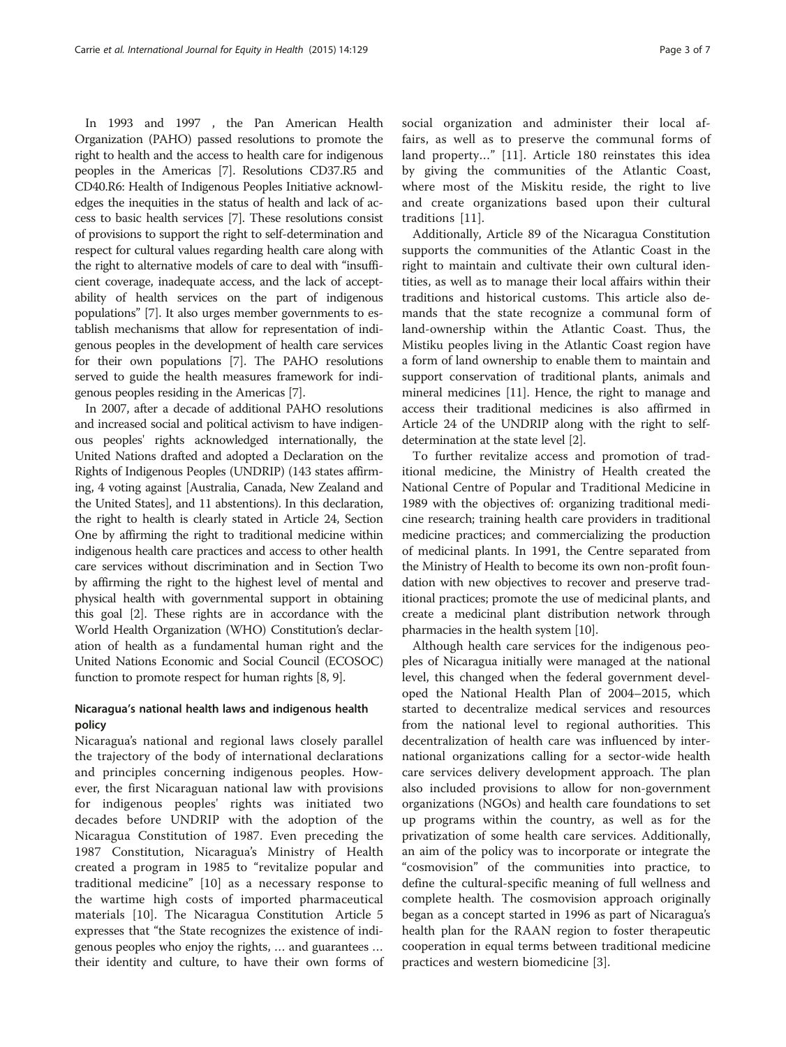In 1993 and 1997 , the Pan American Health Organization (PAHO) passed resolutions to promote the right to health and the access to health care for indigenous peoples in the Americas [7]. Resolutions CD37.R5 and CD40.R6: Health of Indigenous Peoples Initiative acknowledges the inequities in the status of health and lack of access to basic health services [7]. These resolutions consist of provisions to support the right to self-determination and respect for cultural values regarding health care along with the right to alternative models of care to deal with "insufficient coverage, inadequate access, and the lack of acceptability of health services on the part of indigenous populations" [7]. It also urges member governments to establish mechanisms that allow for representation of indigenous peoples in the development of health care services for their own populations [7]. The PAHO resolutions served to guide the health measures framework for indigenous peoples residing in the Americas [7].

In 2007, after a decade of additional PAHO resolutions and increased social and political activism to have indigenous peoples' rights acknowledged internationally, the United Nations drafted and adopted a Declaration on the Rights of Indigenous Peoples (UNDRIP) (143 states affirming, 4 voting against [Australia, Canada, New Zealand and the United States], and 11 abstentions). In this declaration, the right to health is clearly stated in Article 24, Section One by affirming the right to traditional medicine within indigenous health care practices and access to other health care services without discrimination and in Section Two by affirming the right to the highest level of mental and physical health with governmental support in obtaining this goal [2]. These rights are in accordance with the World Health Organization (WHO) Constitution's declaration of health as a fundamental human right and the United Nations Economic and Social Council (ECOSOC) function to promote respect for human rights [8, 9].

## Nicaragua's national health laws and indigenous health policy

Nicaragua's national and regional laws closely parallel the trajectory of the body of international declarations and principles concerning indigenous peoples. However, the first Nicaraguan national law with provisions for indigenous peoples' rights was initiated two decades before UNDRIP with the adoption of the Nicaragua Constitution of 1987. Even preceding the 1987 Constitution, Nicaragua's Ministry of Health created a program in 1985 to "revitalize popular and traditional medicine" [10] as a necessary response to the wartime high costs of imported pharmaceutical materials [10]. The Nicaragua Constitution Article 5 expresses that "the State recognizes the existence of indigenous peoples who enjoy the rights, … and guarantees … their identity and culture, to have their own forms of social organization and administer their local affairs, as well as to preserve the communal forms of land property…" [11]. Article 180 reinstates this idea by giving the communities of the Atlantic Coast, where most of the Miskitu reside, the right to live and create organizations based upon their cultural traditions [11].

Additionally, Article 89 of the Nicaragua Constitution supports the communities of the Atlantic Coast in the right to maintain and cultivate their own cultural identities, as well as to manage their local affairs within their traditions and historical customs. This article also demands that the state recognize a communal form of land-ownership within the Atlantic Coast. Thus, the Mistiku peoples living in the Atlantic Coast region have a form of land ownership to enable them to maintain and support conservation of traditional plants, animals and mineral medicines [11]. Hence, the right to manage and access their traditional medicines is also affirmed in Article 24 of the UNDRIP along with the right to self-determination at the state level [2].

To further revitalize access and promotion of traditional medicine, the Ministry of Health created the National Centre of Popular and Traditional Medicine in 1989 with the objectives of: organizing traditional medicine research; training health care providers in traditional medicine practices; and commercializing the production of medicinal plants. In 1991, the Centre separated from the Ministry of Health to become its own non-profit foundation with new objectives to recover and preserve traditional practices; promote the use of medicinal plants, and create a medicinal plant distribution network through pharmacies in the health system [10].

Although health care services for the indigenous peoples of Nicaragua initially were managed at the national level, this changed when the federal government developed the National Health Plan of 2004–2015, which started to decentralize medical services and resources from the national level to regional authorities. This decentralization of health care was influenced by international organizations calling for a sector-wide health care services delivery development approach. The plan also included provisions to allow for non-government organizations (NGOs) and health care foundations to set up programs within the country, as well as for the privatization of some health care services. Additionally, an aim of the policy was to incorporate or integrate the "cosmovision" of the communities into practice, to define the cultural-specific meaning of full wellness and complete health. The cosmovision approach originally began as a concept started in 1996 as part of Nicaragua's health plan for the RAAN region to foster therapeutic cooperation in equal terms between traditional medicine practices and western biomedicine [3].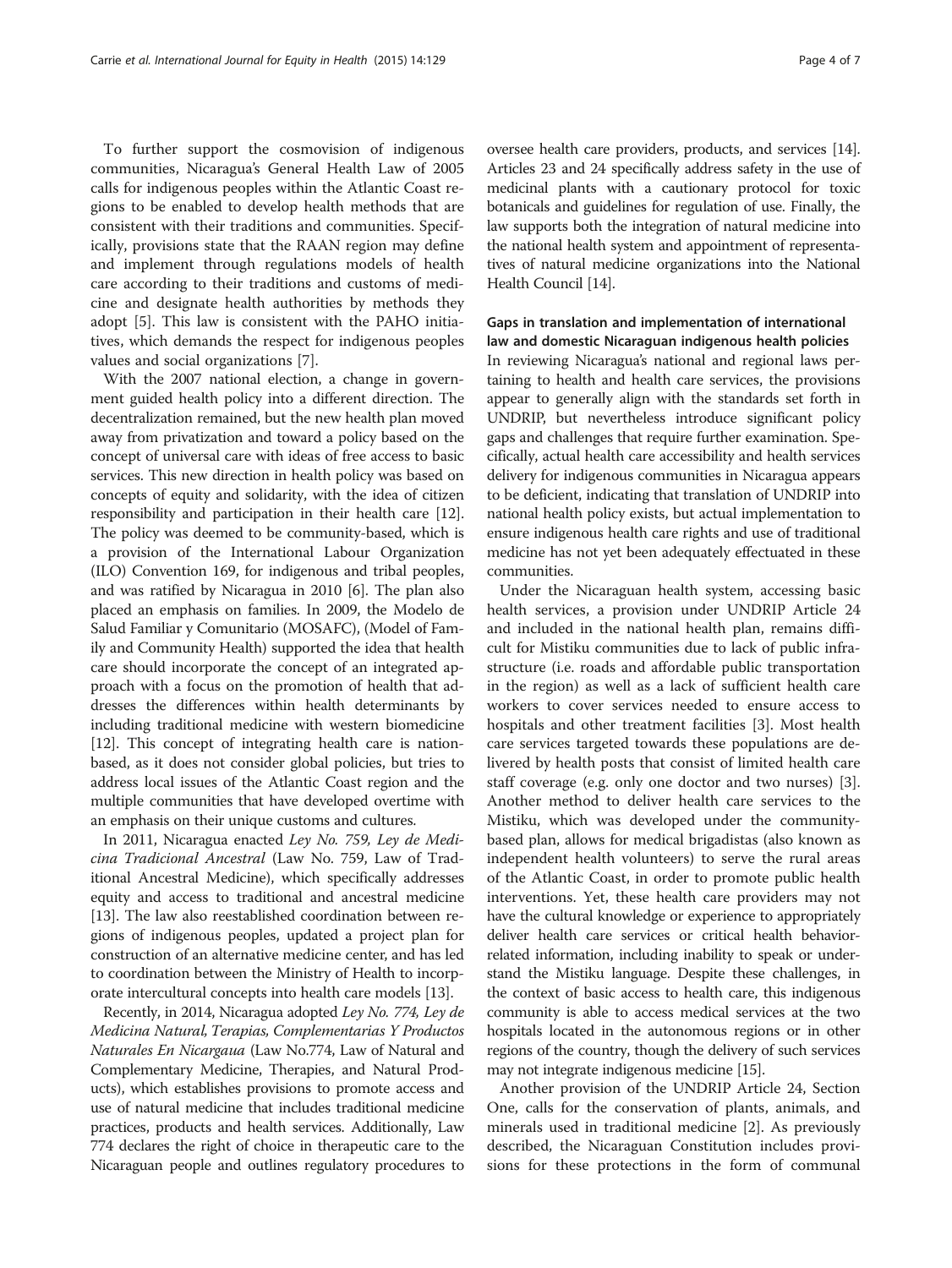To further support the cosmovision of indigenous communities, Nicaragua's General Health Law of 2005 calls for indigenous peoples within the Atlantic Coast regions to be enabled to develop health methods that are consistent with their traditions and communities. Specifically, provisions state that the RAAN region may define and implement through regulations models of health care according to their traditions and customs of medicine and designate health authorities by methods they adopt [5]. This law is consistent with the PAHO initiatives, which demands the respect for indigenous peoples values and social organizations [7].

With the 2007 national election, a change in government guided health policy into a different direction. The decentralization remained, but the new health plan moved away from privatization and toward a policy based on the concept of universal care with ideas of free access to basic services. This new direction in health policy was based on concepts of equity and solidarity, with the idea of citizen responsibility and participation in their health care [12]. The policy was deemed to be community-based, which is a provision of the International Labour Organization (ILO) Convention 169, for indigenous and tribal peoples, and was ratified by Nicaragua in 2010 [6]. The plan also placed an emphasis on families. In 2009, the Modelo de Salud Familiar y Comunitario (MOSAFC), (Model of Family and Community Health) supported the idea that health care should incorporate the concept of an integrated approach with a focus on the promotion of health that addresses the differences within health determinants by including traditional medicine with western biomedicine [12]. This concept of integrating health care is nation-based, as it does not consider global policies, but tries to address local issues of the Atlantic Coast region and the multiple communities that have developed overtime with an emphasis on their unique customs and cultures.

In 2011, Nicaragua enacted *Ley No. 759, Ley de Medicina Tradicional Ancestral* (Law No. 759, Law of Traditional Ancestral Medicine), which specifically addresses equity and access to traditional and ancestral medicine [13]. The law also reestablished coordination between regions of indigenous peoples, updated a project plan for construction of an alternative medicine center, and has led to coordination between the Ministry of Health to incorporate intercultural concepts into health care models [13].

Recently, in 2014, Nicaragua adopted *Ley No. 774, Ley de Medicina Natural, Terapias, Complementarias Y Productos Naturales En Nicargaua* (Law No.774, Law of Natural and Complementary Medicine, Therapies, and Natural Products), which establishes provisions to promote access and use of natural medicine that includes traditional medicine practices, products and health services. Additionally, Law 774 declares the right of choice in therapeutic care to the Nicaraguan people and outlines regulatory procedures to oversee health care providers, products, and services [14]. Articles 23 and 24 specifically address safety in the use of medicinal plants with a cautionary protocol for toxic botanicals and guidelines for regulation of use. Finally, the law supports both the integration of natural medicine into the national health system and appointment of representatives of natural medicine organizations into the National Health Council [14].

## Gaps in translation and implementation of international law and domestic Nicaraguan indigenous health policies

In reviewing Nicaragua's national and regional laws pertaining to health and health care services, the provisions appear to generally align with the standards set forth in UNDRIP, but nevertheless introduce significant policy gaps and challenges that require further examination. Specifically, actual health care accessibility and health services delivery for indigenous communities in Nicaragua appears to be deficient, indicating that translation of UNDRIP into national health policy exists, but actual implementation to ensure indigenous health care rights and use of traditional medicine has not yet been adequately effectuated in these communities.

Under the Nicaraguan health system, accessing basic health services, a provision under UNDRIP Article 24 and included in the national health plan, remains difficult for Mistiku communities due to lack of public infrastructure (i.e. roads and affordable public transportation in the region) as well as a lack of sufficient health care workers to cover services needed to ensure access to hospitals and other treatment facilities [3]. Most health care services targeted towards these populations are delivered by health posts that consist of limited health care staff coverage (e.g. only one doctor and two nurses) [3]. Another method to deliver health care services to the Mistiku, which was developed under the community-based plan, allows for medical brigadistas (also known as independent health volunteers) to serve the rural areas of the Atlantic Coast, in order to promote public health interventions. Yet, these health care providers may not have the cultural knowledge or experience to appropriately deliver health care services or critical health behavior-related information, including inability to speak or understand the Mistiku language. Despite these challenges, in the context of basic access to health care, this indigenous community is able to access medical services at the two hospitals located in the autonomous regions or in other regions of the country, though the delivery of such services may not integrate indigenous medicine [15].

Another provision of the UNDRIP Article 24, Section One, calls for the conservation of plants, animals, and minerals used in traditional medicine [2]. As previously described, the Nicaraguan Constitution includes provisions for these protections in the form of communal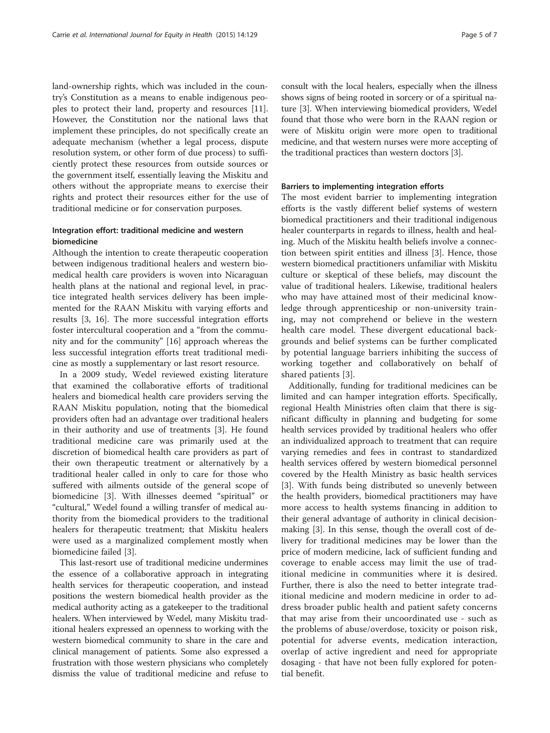land-ownership rights, which was included in the country's Constitution as a means to enable indigenous peoples to protect their land, property and resources [11]. However, the Constitution nor the national laws that implement these principles, do not specifically create an adequate mechanism (whether a legal process, dispute resolution system, or other form of due process) to sufficiently protect these resources from outside sources or the government itself, essentially leaving the Miskitu and others without the appropriate means to exercise their rights and protect their resources either for the use of traditional medicine or for conservation purposes.

### Integration effort: traditional medicine and western biomedicine

Although the intention to create therapeutic cooperation between indigenous traditional healers and western biomedical health care providers is woven into Nicaraguan health plans at the national and regional level, in practice integrated health services delivery has been implemented for the RAAN Miskitu with varying efforts and results [3, 16]. The more successful integration efforts foster intercultural cooperation and a "from the community and for the community" [16] approach whereas the less successful integration efforts treat traditional medicine as mostly a supplementary or last resort resource.

In a 2009 study, Wedel reviewed existing literature that examined the collaborative efforts of traditional healers and biomedical health care providers serving the RAAN Miskitu population, noting that the biomedical providers often had an advantage over traditional healers in their authority and use of treatments [3]. He found traditional medicine care was primarily used at the discretion of biomedical health care providers as part of their own therapeutic treatment or alternatively by a traditional healer called in only to care for those who suffered with ailments outside of the general scope of biomedicine [3]. With illnesses deemed "spiritual" or "cultural," Wedel found a willing transfer of medical authority from the biomedical providers to the traditional healers for therapeutic treatment; that Miskitu healers were used as a marginalized complement mostly when biomedicine failed [3].

This last-resort use of traditional medicine undermines the essence of a collaborative approach in integrating health services for therapeutic cooperation, and instead positions the western biomedical health provider as the medical authority acting as a gatekeeper to the traditional healers. When interviewed by Wedel, many Miskitu traditional healers expressed an openness to working with the western biomedical community to share in the care and clinical management of patients. Some also expressed a frustration with those western physicians who completely dismiss the value of traditional medicine and refuse to consult with the local healers, especially when the illness shows signs of being rooted in sorcery or of a spiritual nature [3]. When interviewing biomedical providers, Wedel found that those who were born in the RAAN region or were of Miskitu origin were more open to traditional medicine, and that western nurses were more accepting of the traditional practices than western doctors [3].

### Barriers to implementing integration efforts

The most evident barrier to implementing integration efforts is the vastly different belief systems of western biomedical practitioners and their traditional indigenous healer counterparts in regards to illness, health and healing. Much of the Miskitu health beliefs involve a connection between spirit entities and illness [3]. Hence, those western biomedical practitioners unfamiliar with Miskitu culture or skeptical of these beliefs, may discount the value of traditional healers. Likewise, traditional healers who may have attained most of their medicinal knowledge through apprenticeship or non-university training, may not comprehend or believe in the western health care model. These divergent educational backgrounds and belief systems can be further complicated by potential language barriers inhibiting the success of working together and collaboratively on behalf of shared patients [3].

Additionally, funding for traditional medicines can be limited and can hamper integration efforts. Specifically, regional Health Ministries often claim that there is significant difficulty in planning and budgeting for some health services provided by traditional healers who offer an individualized approach to treatment that can require varying remedies and fees in contrast to standardized health services offered by western biomedical personnel covered by the Health Ministry as basic health services [3]. With funds being distributed so unevenly between the health providers, biomedical practitioners may have more access to health systems financing in addition to their general advantage of authority in clinical decision-making [3]. In this sense, though the overall cost of delivery for traditional medicines may be lower than the price of modern medicine, lack of sufficient funding and coverage to enable access may limit the use of traditional medicine in communities where it is desired. Further, there is also the need to better integrate traditional medicine and modern medicine in order to address broader public health and patient safety concerns that may arise from their uncoordinated use - such as the problems of abuse/overdose, toxicity or poison risk, potential for adverse events, medication interaction, overlap of active ingredient and need for appropriate dosaging - that have not been fully explored for potential benefit.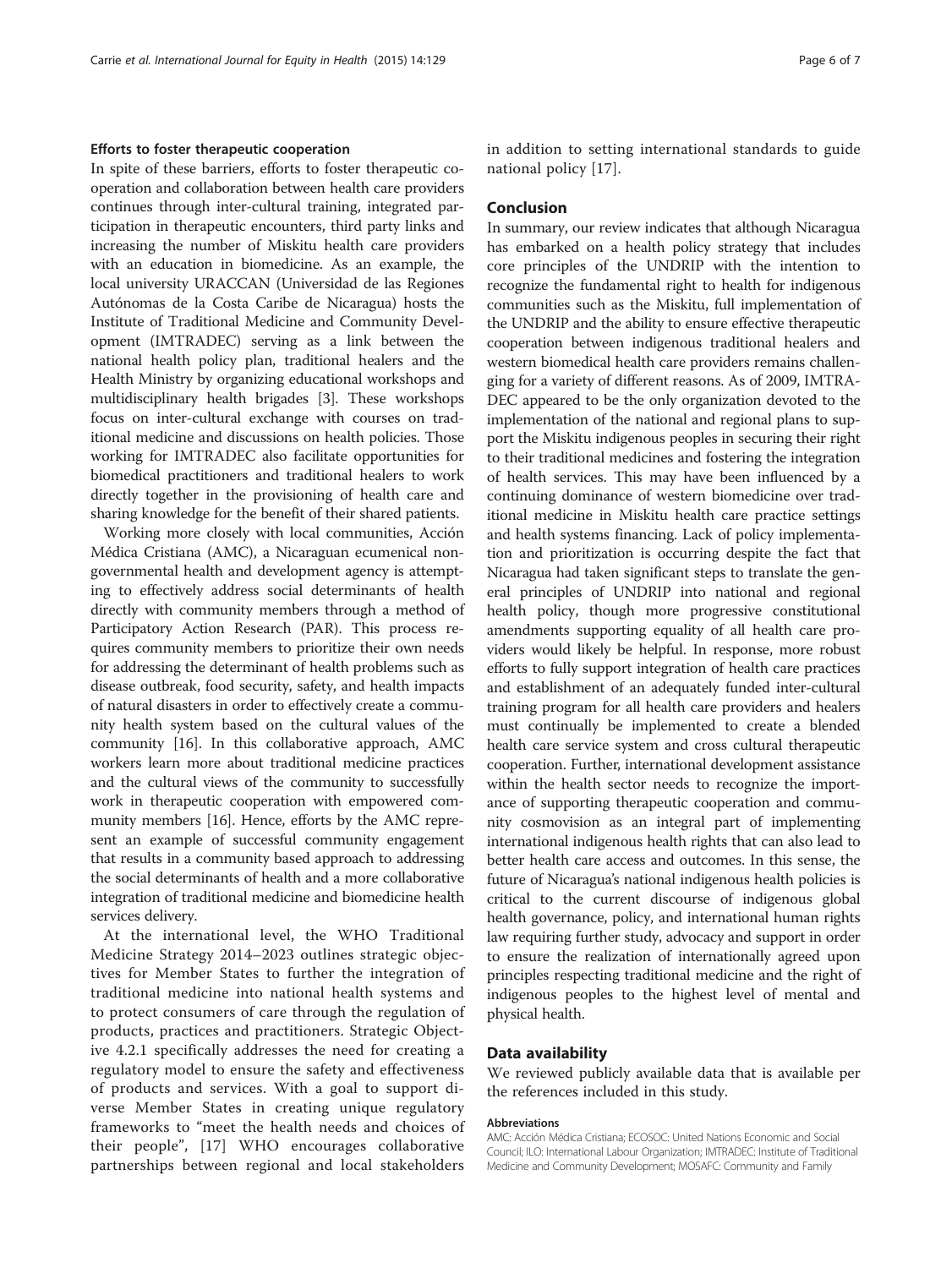### Efforts to foster therapeutic cooperation

In spite of these barriers, efforts to foster therapeutic cooperation and collaboration between health care providers continues through inter-cultural training, integrated participation in therapeutic encounters, third party links and increasing the number of Miskitu health care providers with an education in biomedicine. As an example, the local university URACCAN (Universidad de las Regiones Autónomas de la Costa Caribe de Nicaragua) hosts the Institute of Traditional Medicine and Community Development (IMTRADEC) serving as a link between the national health policy plan, traditional healers and the Health Ministry by organizing educational workshops and multidisciplinary health brigades [3]. These workshops focus on inter-cultural exchange with courses on traditional medicine and discussions on health policies. Those working for IMTRADEC also facilitate opportunities for biomedical practitioners and traditional healers to work directly together in the provisioning of health care and sharing knowledge for the benefit of their shared patients.

Working more closely with local communities, Acción Médica Cristiana (AMC), a Nicaraguan ecumenical non-governmental health and development agency is attempting to effectively address social determinants of health directly with community members through a method of Participatory Action Research (PAR). This process requires community members to prioritize their own needs for addressing the determinant of health problems such as disease outbreak, food security, safety, and health impacts of natural disasters in order to effectively create a community health system based on the cultural values of the community [16]. In this collaborative approach, AMC workers learn more about traditional medicine practices and the cultural views of the community to successfully work in therapeutic cooperation with empowered community members [16]. Hence, efforts by the AMC represent an example of successful community engagement that results in a community based approach to addressing the social determinants of health and a more collaborative integration of traditional medicine and biomedicine health services delivery.

At the international level, the WHO Traditional Medicine Strategy 2014–2023 outlines strategic objectives for Member States to further the integration of traditional medicine into national health systems and to protect consumers of care through the regulation of products, practices and practitioners. Strategic Objective 4.2.1 specifically addresses the need for creating a regulatory model to ensure the safety and effectiveness of products and services. With a goal to support diverse Member States in creating unique regulatory frameworks to "meet the health needs and choices of their people", [17] WHO encourages collaborative partnerships between regional and local stakeholders in addition to setting international standards to guide national policy [17].

## Conclusion

In summary, our review indicates that although Nicaragua has embarked on a health policy strategy that includes core principles of the UNDRIP with the intention to recognize the fundamental right to health for indigenous communities such as the Miskitu, full implementation of the UNDRIP and the ability to ensure effective therapeutic cooperation between indigenous traditional healers and western biomedical health care providers remains challenging for a variety of different reasons. As of 2009, IMTRADEC appeared to be the only organization devoted to the implementation of the national and regional plans to support the Miskitu indigenous peoples in securing their right to their traditional medicines and fostering the integration of health services. This may have been influenced by a continuing dominance of western biomedicine over traditional medicine in Miskitu health care practice settings and health systems financing. Lack of policy implementation and prioritization is occurring despite the fact that Nicaragua had taken significant steps to translate the general principles of UNDRIP into national and regional health policy, though more progressive constitutional amendments supporting equality of all health care providers would likely be helpful. In response, more robust efforts to fully support integration of health care practices and establishment of an adequately funded inter-cultural training program for all health care providers and healers must continually be implemented to create a blended health care service system and cross cultural therapeutic cooperation. Further, international development assistance within the health sector needs to recognize the importance of supporting therapeutic cooperation and community cosmovision as an integral part of implementing international indigenous health rights that can also lead to better health care access and outcomes. In this sense, the future of Nicaragua's national indigenous health policies is critical to the current discourse of indigenous global health governance, policy, and international human rights law requiring further study, advocacy and support in order to ensure the realization of internationally agreed upon principles respecting traditional medicine and the right of indigenous peoples to the highest level of mental and physical health.

## Data availability

We reviewed publicly available data that is available per the references included in this study.

#### Abbreviations

AMC: Acción Médica Cristiana; ECOSOC: United Nations Economic and Social Council; ILO: International Labour Organization; IMTRADEC: Institute of Traditional Medicine and Community Development; MOSAFC: Community and Family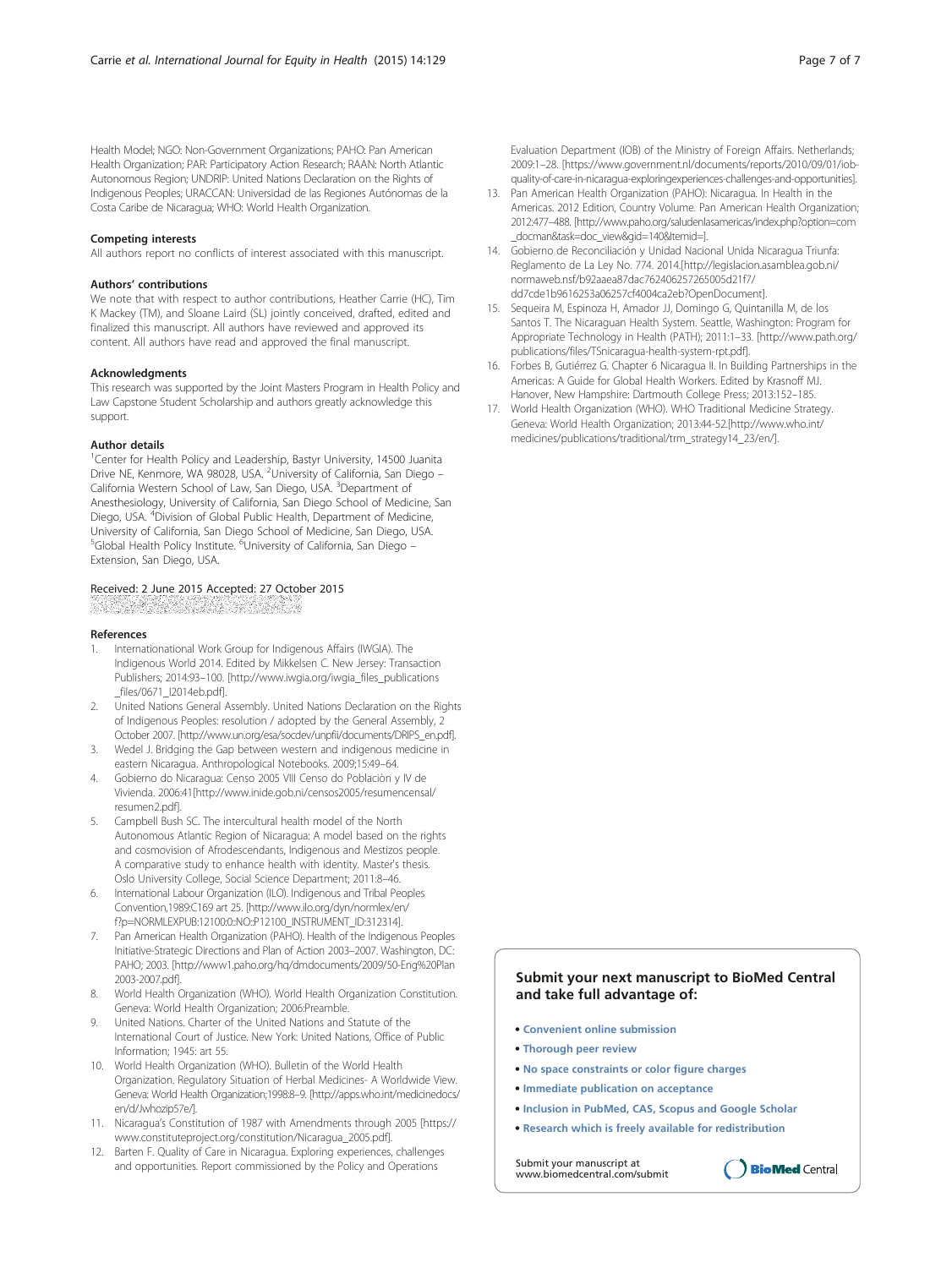Health Model; NGO: Non-Government Organizations; PAHO: Pan American Health Organization; PAR: Participatory Action Research; RAAN: North Atlantic Autonomous Region; UNDRIP: United Nations Declaration on the Rights of Indigenous Peoples; URACCAN: Universidad de las Regiones Autónomas de la Costa Caribe de Nicaragua; WHO: World Health Organization.

#### Competing interests

All authors report no conflicts of interest associated with this manuscript.

#### Authors' contributions

We note that with respect to author contributions, Heather Carrie (HC), Tim K Mackey (TM), and Sloane Laird (SL) jointly conceived, drafted, edited and finalized this manuscript. All authors have reviewed and approved its content. All authors have read and approved the final manuscript.

#### Acknowledgments

This research was supported by the Joint Masters Program in Health Policy and Law Capstone Student Scholarship and authors greatly acknowledge this support.

#### Author details

[1]Center for Health Policy and Leadership, Bastyr University, 14500 Juanita Drive NE, Kenmore, WA 98028, USA. [2]University of California, San Diego – California Western School of Law, San Diego, USA. [3]Department of Anesthesiology, University of California, San Diego School of Medicine, San Diego, USA. [4]Division of Global Public Health, Department of Medicine, University of California, San Diego School of Medicine, San Diego, USA. [5]Global Health Policy Institute. [6]University of California, San Diego – Extension, San Diego, USA.

Received: 2 June 2015 Accepted: 27 October 2015

#### References

1. Internationational Work Group for Indigenous Affairs (IWGIA). The Indigenous World 2014. Edited by Mikkelsen C. New Jersey: Transaction Publishers; 2014:93–100. [http://www.iwgia.org/iwgia_files_publications_files/0671_I2014eb.pdf].
2. United Nations General Assembly. United Nations Declaration on the Rights of Indigenous Peoples: resolution / adopted by the General Assembly, 2 October 2007. [http://www.un.org/esa/socdev/unpfii/documents/DRIPS_en.pdf].
3. Wedel J. Bridging the Gap between western and indigenous medicine in eastern Nicaragua. Anthropological Notebooks. 2009;15:49–64.
4. Gobierno do Nicaragua: Censo 2005 VIII Censo do Poblaciòn y IV de Vivienda. 2006:41[http://www.inide.gob.ni/censos2005/resumencensal/resumen2.pdf].
5. Campbell Bush SC. The intercultural health model of the North Autonomous Atlantic Region of Nicaragua: A model based on the rights and cosmovision of Afrodescendants, Indigenous and Mestizos people. A comparative study to enhance health with identity. Master's thesis. Oslo University College, Social Science Department; 2011:8–46.
6. International Labour Organization (ILO). Indigenous and Tribal Peoples Convention,1989:C169 art 25. [http://www.ilo.org/dyn/normlex/en/f?p=NORMLEXPUB:12100:0::NO::P12100_INSTRUMENT_ID:312314].
7. Pan American Health Organization (PAHO). Health of the Indigenous Peoples Initiative-Strategic Directions and Plan of Action 2003–2007. Washington, DC: PAHO; 2003. [http://www1.paho.org/hq/dmdocuments/2009/50-Eng%20Plan 2003-2007.pdf].
8. World Health Organization (WHO). World Health Organization Constitution. Geneva: World Health Organization; 2006:Preamble.
9. United Nations. Charter of the United Nations and Statute of the International Court of Justice. New York: United Nations, Office of Public Information; 1945: art 55.
10. World Health Organization (WHO). Bulletin of the World Health Organization. Regulatory Situation of Herbal Medicines- A Worldwide View. Geneva: World Health Organization;1998:8–9. [http://apps.who.int/medicinedocs/en/d/Jwhozip57e/].
11. Nicaragua's Constitution of 1987 with Amendments through 2005 [https://www.constituteproject.org/constitution/Nicaragua_2005.pdf].
12. Barten F. Quality of Care in Nicaragua. Exploring experiences, challenges and opportunities. Report commissioned by the Policy and Operations Evaluation Department (IOB) of the Ministry of Foreign Affairs. Netherlands; 2009:1–28. [https://www.government.nl/documents/reports/2010/09/01/iob-quality-of-care-in-nicaragua-exploringexperiences-challenges-and-opportunities].
13. Pan American Health Organization (PAHO): Nicaragua. In Health in the Americas. 2012 Edition, Country Volume. Pan American Health Organization; 2012:477–488. [http://www.paho.org/saludenlasamericas/index.php?option=com_docman&task=doc_view&gid=140&Itemid=].
14. Gobierno de Reconciliación y Unidad Nacional Unida Nicaragua Triunfa: Reglamento de La Ley No. 774. 2014.[http://legislacion.asamblea.gob.ni/normaweb.nsf/b92aaea87dac762406257265005d21f7/dd7cde1b9616253a06257cf4004ca2eb?OpenDocument].
15. Sequeira M, Espinoza H, Amador JJ, Domingo G, Quintanilla M, de los Santos T. The Nicaraguan Health System. Seattle, Washington: Program for Appropriate Technology in Health (PATH); 2011:1–33. [http://www.path.org/publications/files/TSnicaragua-health-system-rpt.pdf].
16. Forbes B, Gutiérrez G. Chapter 6 Nicaragua II. In Building Partnerships in the Americas: A Guide for Global Health Workers. Edited by Krasnoff MJ. Hanover, New Hampshire: Dartmouth College Press; 2013:152–185.
17. World Health Organization (WHO). WHO Traditional Medicine Strategy. Geneva: World Health Organization; 2013:44-52.[http://www.who.int/medicines/publications/traditional/trm_strategy14_23/en/].

**Submit your next manuscript to BioMed Central and take full advantage of:**

- Convenient online submission
- Thorough peer review
- No space constraints or color figure charges
- Immediate publication on acceptance
- Inclusion in PubMed, CAS, Scopus and Google Scholar
- Research which is freely available for redistribution

Submit your manuscript at www.biomedcentral.com/submit

BioMed Central